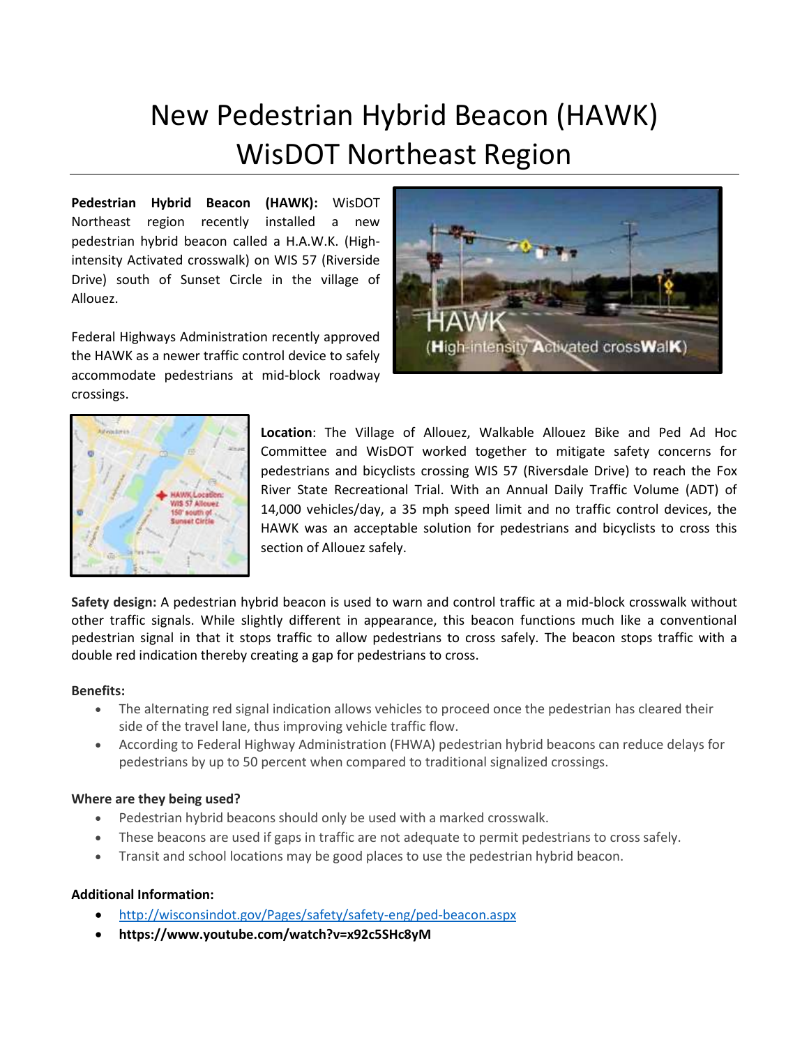# New Pedestrian Hybrid Beacon (HAWK) WisDOT Northeast Region

**Pedestrian Hybrid Beacon (HAWK):** WisDOT Northeast region recently installed a new pedestrian hybrid beacon called a H.A.W.K. (High-intensity Activated crosswalk) on WIS 57 (Riverside Drive) south of Sunset Circle in the village of Allouez.

Federal Highways Administration recently approved the HAWK as a newer traffic control device to safely accommodate pedestrians at mid-block roadway crossings.

**Location**: The Village of Allouez, Walkable Allouez Bike and Ped Ad Hoc Committee and WisDOT worked together to mitigate safety concerns for pedestrians and bicyclists crossing WIS 57 (Riversdale Drive) to reach the Fox River State Recreational Trial. With an Annual Daily Traffic Volume (ADT) of 14,000 vehicles/day, a 35 mph speed limit and no traffic control devices, the HAWK was an acceptable solution for pedestrians and bicyclists to cross this section of Allouez safely.

**Safety design:** A pedestrian hybrid beacon is used to warn and control traffic at a mid-block crosswalk without other traffic signals. While slightly different in appearance, this beacon functions much like a conventional pedestrian signal in that it stops traffic to allow pedestrians to cross safely. The beacon stops traffic with a double red indication thereby creating a gap for pedestrians to cross.

**Benefits:**

- The alternating red signal indication allows vehicles to proceed once the pedestrian has cleared their side of the travel lane, thus improving vehicle traffic flow.
- According to Federal Highway Administration (FHWA) pedestrian hybrid beacons can reduce delays for pedestrians by up to 50 percent when compared to traditional signalized crossings.

**Where are they being used?**

- Pedestrian hybrid beacons should only be used with a marked crosswalk.
- These beacons are used if gaps in traffic are not adequate to permit pedestrians to cross safely.
- Transit and school locations may be good places to use the pedestrian hybrid beacon.

**Additional Information:**

- http://wisconsindot.gov/Pages/safety/safety-eng/ped-beacon.aspx
- **https://www.youtube.com/watch?v=x92c5SHc8yM**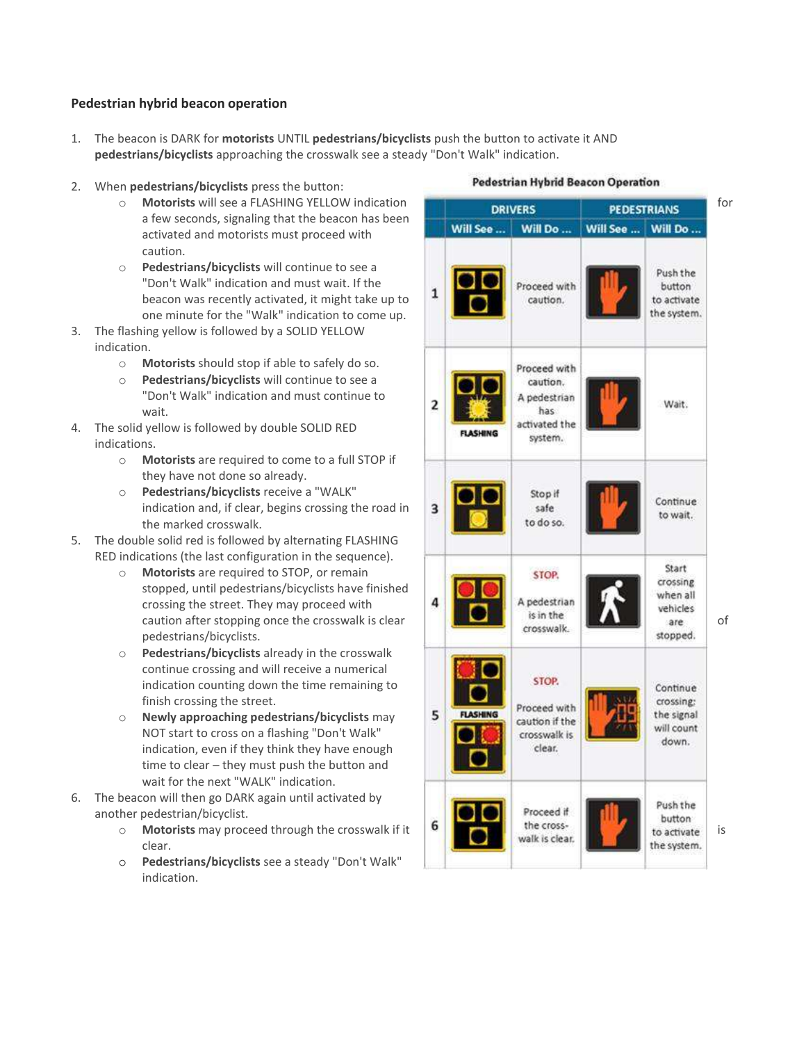### Pedestrian hybrid beacon operation

1. The beacon is DARK for **motorists** UNTIL **pedestrians/bicyclists** push the button to activate it AND **pedestrians/bicyclists** approaching the crosswalk see a steady "Don't Walk" indication.
2. When **pedestrians/bicyclists** press the button:
   - **Motorists** will see a FLASHING YELLOW indication for a few seconds, signaling that the beacon has been activated and motorists must proceed with caution.
   - **Pedestrians/bicyclists** will continue to see a "Don't Walk" indication and must wait. If the beacon was recently activated, it might take up to one minute for the "Walk" indication to come up.
3. The flashing yellow is followed by a SOLID YELLOW indication.
   - **Motorists** should stop if able to safely do so.
   - **Pedestrians/bicyclists** will continue to see a "Don't Walk" indication and must continue to wait.
4. The solid yellow is followed by double SOLID RED indications.
   - **Motorists** are required to come to a full STOP if they have not done so already.
   - **Pedestrians/bicyclists** receive a "WALK" indication and, if clear, begins crossing the road in the marked crosswalk.
5. The double solid red is followed by alternating FLASHING RED indications (the last configuration in the sequence).
   - **Motorists** are required to STOP, or remain stopped, until pedestrians/bicyclists have finished crossing the street. They may proceed with caution after stopping once the crosswalk is clear of pedestrians/bicyclists.
   - **Pedestrians/bicyclists** already in the crosswalk continue crossing and will receive a numerical indication counting down the time remaining to finish crossing the street.
   - **Newly approaching pedestrians/bicyclists** may NOT start to cross on a flashing "Don't Walk" indication, even if they think they have enough time to clear – they must push the button and wait for the next "WALK" indication.
6. The beacon will then go DARK again until activated by another pedestrian/bicyclist.
   - **Motorists** may proceed through the crosswalk if it is clear.
   - **Pedestrians/bicyclists** see a steady "Don't Walk" indication.

**Pedestrian Hybrid Beacon Operation**

| | DRIVERS | | PEDESTRIANS | |
|---|---|---|---|---|
| | Will See ... | Will Do ... | Will See ... | Will Do ... |
| 1 | | Proceed with caution. | | Push the button to activate the system. |
| 2 | FLASHING | Proceed with caution. A pedestrian has activated the system. | | Wait. |
| 3 | | Stop if safe to do so. | | Continue to wait. |
| 4 | | STOP. A pedestrian is in the crosswalk. | | Start crossing when all vehicles are stopped. |
| 5 | FLASHING | STOP. Proceed with caution if the crosswalk is clear. | | Continue crossing; the signal will count down. |
| 6 | | Proceed if the cross-walk is clear. | | Push the button to activate the system. |